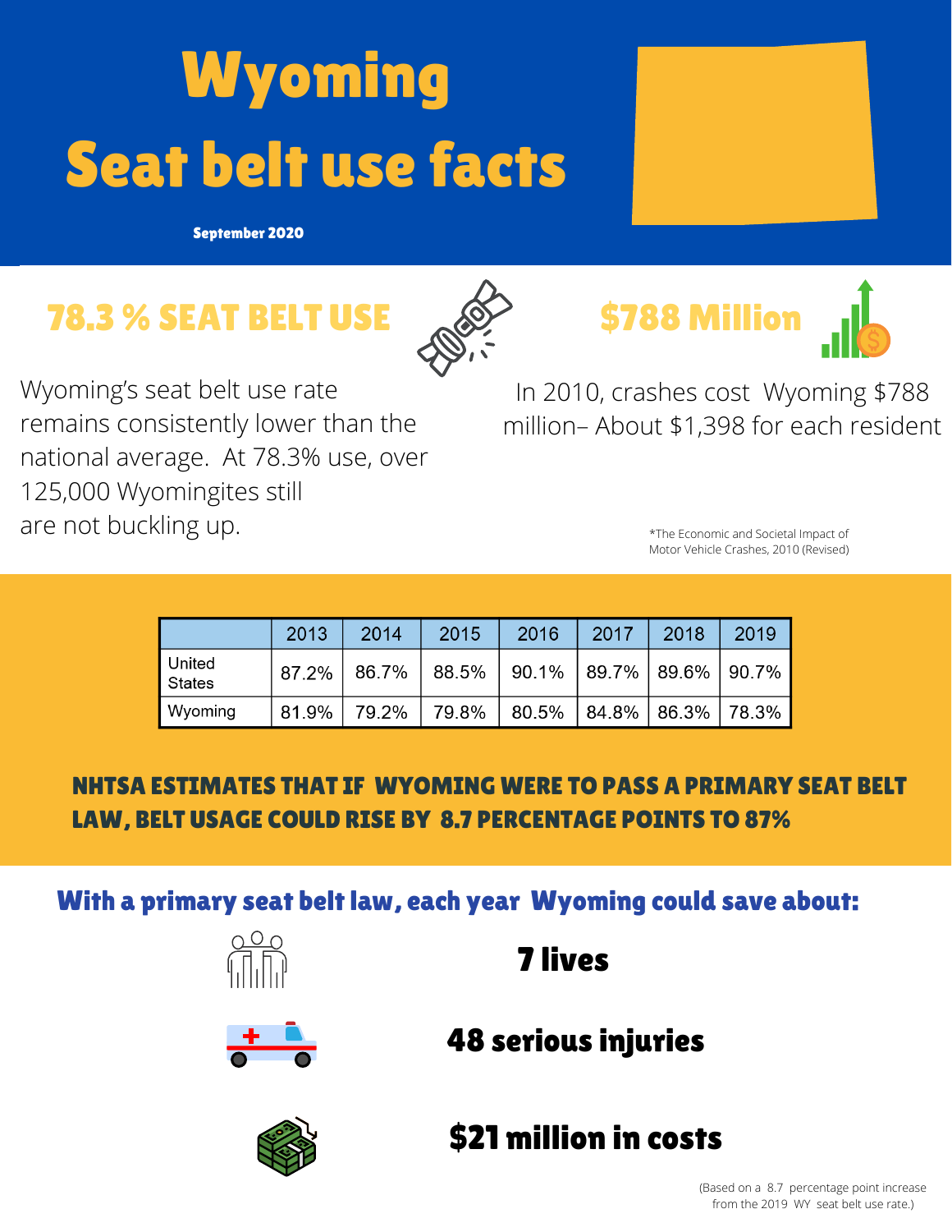# Wyoming Seat belt use facts

September 2020

## 78.3 % SEAT BELT USE

Wyoming's seat belt use rate remains consistently lower than the national average. At 78.3% use, over 125,000 Wyomingites still are not buckling up.

## $788 Million

In 2010, crashes cost Wyoming $788 million– About $1,398 for each resident

*The Economic and Societal Impact of Motor Vehicle Crashes, 2010 (Revised)

| | 2013 | 2014 | 2015 | 2016 | 2017 | 2018 | 2019 |
|---|---|---|---|---|---|---|---|
| United States | 87.2% | 86.7% | 88.5% | 90.1% | 89.7% | 89.6% | 90.7% |
| Wyoming | 81.9% | 79.2% | 79.8% | 80.5% | 84.8% | 86.3% | 78.3% |

**NHTSA ESTIMATES THAT IF WYOMING WERE TO PASS A PRIMARY SEAT BELT LAW, BELT USAGE COULD RISE BY 8.7 PERCENTAGE POINTS TO 87%**

## With a primary seat belt law, each year Wyoming could save about:

**7 lives**

**48 serious injuries**

**$21 million in costs**

(Based on a 8.7 percentage point increase from the 2019 WY seat belt use rate.)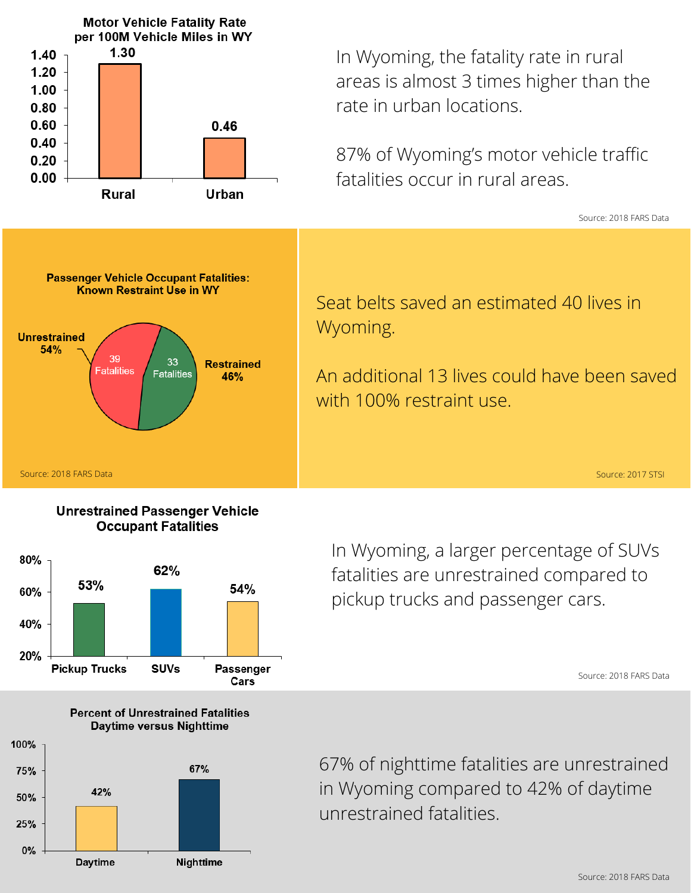Motor Vehicle Fatality Rate per 100M Vehicle Miles in WY

1.40
1.20
1.00
0.80
0.60
0.40
0.20
0.00

1.30
0.46

Rural
Urban

In Wyoming, the fatality rate in rural areas is almost 3 times higher than the rate in urban locations.

87% of Wyoming's motor vehicle traffic fatalities occur in rural areas.

Source: 2018 FARS Data

Passenger Vehicle Occupant Fatalities: Known Restraint Use in WY

Unrestrained 54%
39 Fatalities
33 Fatalities
Restrained 46%

Source: 2018 FARS Data

Seat belts saved an estimated 40 lives in Wyoming.

An additional 13 lives could have been saved with 100% restraint use.

Source: 2017 STSI

Unrestrained Passenger Vehicle Occupant Fatalities

80%
60%
40%
20%

53%
62%
54%

Pickup Trucks
SUVs
Passenger Cars

In Wyoming, a larger percentage of SUVs fatalities are unrestrained compared to pickup trucks and passenger cars.

Source: 2018 FARS Data

Percent of Unrestrained Fatalities Daytime versus Nighttime

100%
75%
50%
25%
0%

42%
67%

Daytime
Nighttime

67% of nighttime fatalities are unrestrained in Wyoming compared to 42% of daytime unrestrained fatalities.

Source: 2018 FARS Data